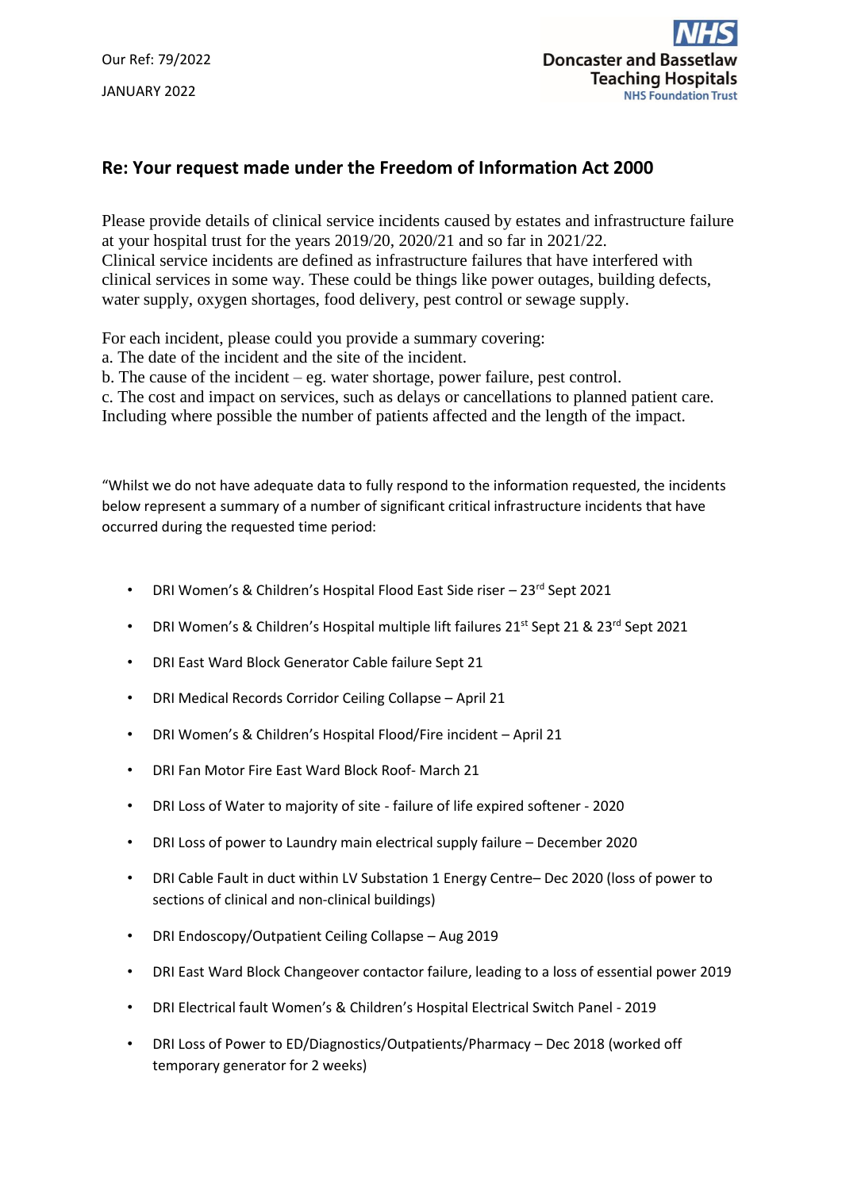Our Ref: 79/2022

JANUARY 2022

**NHS**
**Doncaster and Bassetlaw Teaching Hospitals**
**NHS Foundation Trust**

## Re: Your request made under the Freedom of Information Act 2000

Please provide details of clinical service incidents caused by estates and infrastructure failure at your hospital trust for the years 2019/20, 2020/21 and so far in 2021/22.
Clinical service incidents are defined as infrastructure failures that have interfered with clinical services in some way. These could be things like power outages, building defects, water supply, oxygen shortages, food delivery, pest control or sewage supply.

For each incident, please could you provide a summary covering:
a. The date of the incident and the site of the incident.
b. The cause of the incident – eg. water shortage, power failure, pest control.
c. The cost and impact on services, such as delays or cancellations to planned patient care. Including where possible the number of patients affected and the length of the impact.

"Whilst we do not have adequate data to fully respond to the information requested, the incidents below represent a summary of a number of significant critical infrastructure incidents that have occurred during the requested time period:

- DRI Women's & Children's Hospital Flood East Side riser – 23rd Sept 2021
- DRI Women's & Children's Hospital multiple lift failures 21st Sept 21 & 23rd Sept 2021
- DRI East Ward Block Generator Cable failure Sept 21
- DRI Medical Records Corridor Ceiling Collapse – April 21
- DRI Women's & Children's Hospital Flood/Fire incident – April 21
- DRI Fan Motor Fire East Ward Block Roof- March 21
- DRI Loss of Water to majority of site - failure of life expired softener - 2020
- DRI Loss of power to Laundry main electrical supply failure – December 2020
- DRI Cable Fault in duct within LV Substation 1 Energy Centre– Dec 2020 (loss of power to sections of clinical and non-clinical buildings)
- DRI Endoscopy/Outpatient Ceiling Collapse – Aug 2019
- DRI East Ward Block Changeover contactor failure, leading to a loss of essential power 2019
- DRI Electrical fault Women's & Children's Hospital Electrical Switch Panel - 2019
- DRI Loss of Power to ED/Diagnostics/Outpatients/Pharmacy – Dec 2018 (worked off temporary generator for 2 weeks)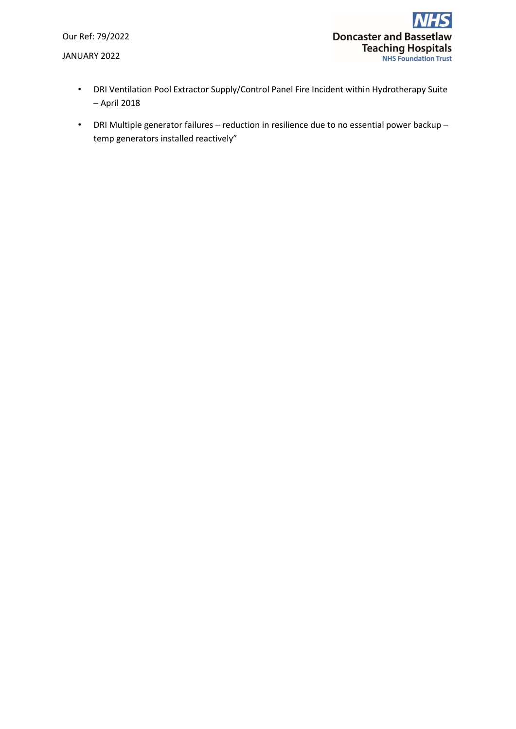- DRI Ventilation Pool Extractor Supply/Control Panel Fire Incident within Hydrotherapy Suite – April 2018
- DRI Multiple generator failures – reduction in resilience due to no essential power backup – temp generators installed reactively"